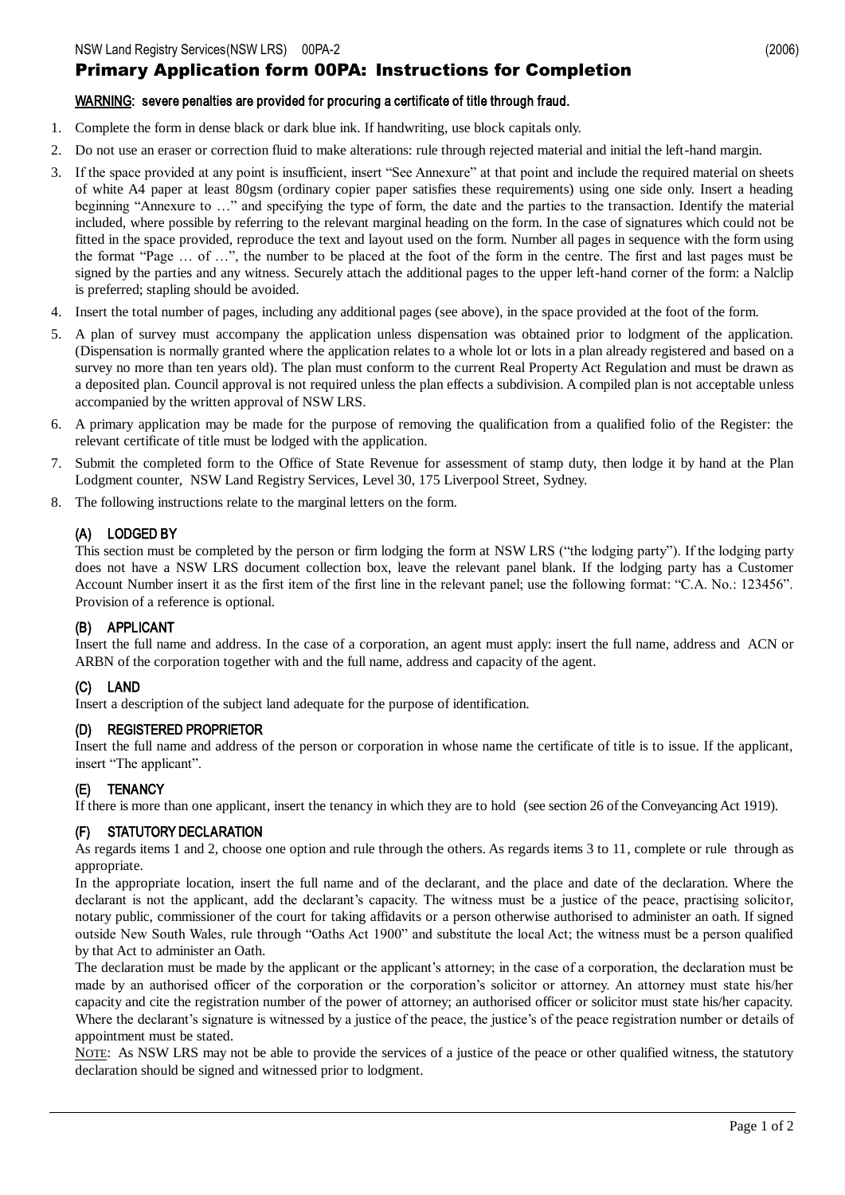NSW Land Registry Services(NSW LRS) 00PA-2 (2006)

# Primary Application form 00PA: Instructions for Completion

**WARNING: severe penalties are provided for procuring a certificate of title through fraud.**

1. Complete the form in dense black or dark blue ink. If handwriting, use block capitals only.
2. Do not use an eraser or correction fluid to make alterations: rule through rejected material and initial the left-hand margin.
3. If the space provided at any point is insufficient, insert "See Annexure" at that point and include the required material on sheets of white A4 paper at least 80gsm (ordinary copier paper satisfies these requirements) using one side only. Insert a heading beginning "Annexure to …" and specifying the type of form, the date and the parties to the transaction. Identify the material included, where possible by referring to the relevant marginal heading on the form. In the case of signatures which could not be fitted in the space provided, reproduce the text and layout used on the form. Number all pages in sequence with the form using the format "Page … of …", the number to be placed at the foot of the form in the centre. The first and last pages must be signed by the parties and any witness. Securely attach the additional pages to the upper left-hand corner of the form: a Nalclip is preferred; stapling should be avoided.
4. Insert the total number of pages, including any additional pages (see above), in the space provided at the foot of the form.
5. A plan of survey must accompany the application unless dispensation was obtained prior to lodgment of the application. (Dispensation is normally granted where the application relates to a whole lot or lots in a plan already registered and based on a survey no more than ten years old). The plan must conform to the current Real Property Act Regulation and must be drawn as a deposited plan. Council approval is not required unless the plan effects a subdivision. A compiled plan is not acceptable unless accompanied by the written approval of NSW LRS.
6. A primary application may be made for the purpose of removing the qualification from a qualified folio of the Register: the relevant certificate of title must be lodged with the application.
7. Submit the completed form to the Office of State Revenue for assessment of stamp duty, then lodge it by hand at the Plan Lodgment counter, NSW Land Registry Services, Level 30, 175 Liverpool Street, Sydney.
8. The following instructions relate to the marginal letters on the form.

### (A) LODGED BY

This section must be completed by the person or firm lodging the form at NSW LRS ("the lodging party"). If the lodging party does not have a NSW LRS document collection box, leave the relevant panel blank. If the lodging party has a Customer Account Number insert it as the first item of the first line in the relevant panel; use the following format: "C.A. No.: 123456". Provision of a reference is optional.

### (B) APPLICANT

Insert the full name and address. In the case of a corporation, an agent must apply: insert the full name, address and ACN or ARBN of the corporation together with and the full name, address and capacity of the agent.

### (C) LAND

Insert a description of the subject land adequate for the purpose of identification.

### (D) REGISTERED PROPRIETOR

Insert the full name and address of the person or corporation in whose name the certificate of title is to issue. If the applicant, insert "The applicant".

### (E) TENANCY

If there is more than one applicant, insert the tenancy in which they are to hold (see section 26 of the Conveyancing Act 1919).

### (F) STATUTORY DECLARATION

As regards items 1 and 2, choose one option and rule through the others. As regards items 3 to 11, complete or rule through as appropriate.

In the appropriate location, insert the full name and of the declarant, and the place and date of the declaration. Where the declarant is not the applicant, add the declarant's capacity. The witness must be a justice of the peace, practising solicitor, notary public, commissioner of the court for taking affidavits or a person otherwise authorised to administer an oath. If signed outside New South Wales, rule through "Oaths Act 1900" and substitute the local Act; the witness must be a person qualified by that Act to administer an Oath.

The declaration must be made by the applicant or the applicant's attorney; in the case of a corporation, the declaration must be made by an authorised officer of the corporation or the corporation's solicitor or attorney. An attorney must state his/her capacity and cite the registration number of the power of attorney; an authorised officer or solicitor must state his/her capacity. Where the declarant's signature is witnessed by a justice of the peace, the justice's of the peace registration number or details of appointment must be stated.

NOTE: As NSW LRS may not be able to provide the services of a justice of the peace or other qualified witness, the statutory declaration should be signed and witnessed prior to lodgment.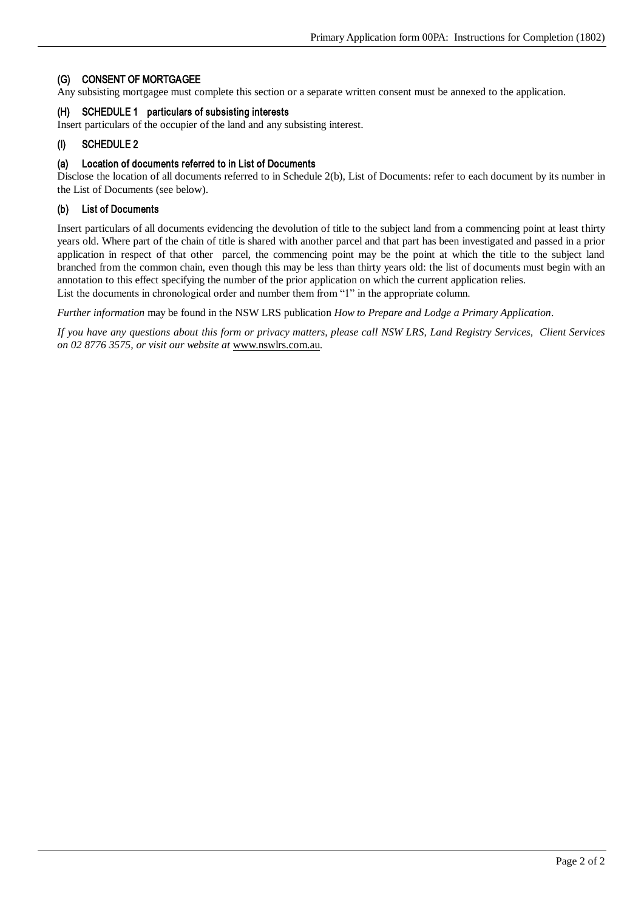### (G) CONSENT OF MORTGAGEE

Any subsisting mortgagee must complete this section or a separate written consent must be annexed to the application.

### (H) SCHEDULE 1 particulars of subsisting interests

Insert particulars of the occupier of the land and any subsisting interest.

### (I) SCHEDULE 2

#### (a) Location of documents referred to in List of Documents

Disclose the location of all documents referred to in Schedule 2(b), List of Documents: refer to each document by its number in the List of Documents (see below).

#### (b) List of Documents

Insert particulars of all documents evidencing the devolution of title to the subject land from a commencing point at least thirty years old. Where part of the chain of title is shared with another parcel and that part has been investigated and passed in a prior application in respect of that other parcel, the commencing point may be the point at which the title to the subject land branched from the common chain, even though this may be less than thirty years old: the list of documents must begin with an annotation to this effect specifying the number of the prior application on which the current application relies.
List the documents in chronological order and number them from "1" in the appropriate column.

*Further information* may be found in the NSW LRS publication *How to Prepare and Lodge a Primary Application*.

*If you have any questions about this form or privacy matters, please call NSW LRS, Land Registry Services, Client Services on 02 8776 3575, or visit our website at* www.nswlrs.com.au.